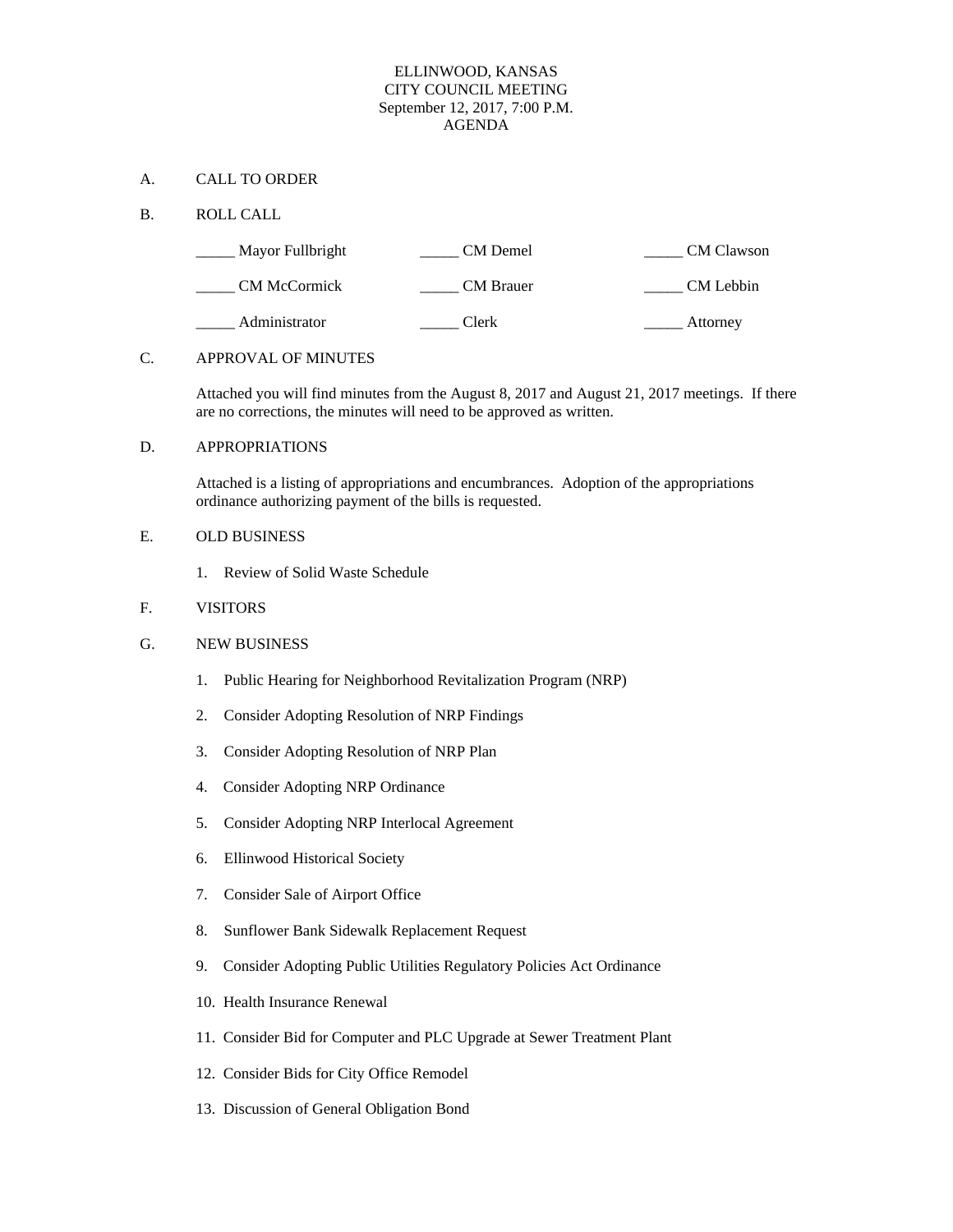# ELLINWOOD, KANSAS
## CITY COUNCIL MEETING
### September 12, 2017, 7:00 P.M.
### AGENDA

A. CALL TO ORDER

B. ROLL CALL

| | | |
|---|---|---|
| _____ Mayor Fullbright | _____ CM Demel | _____ CM Clawson |
| _____ CM McCormick | _____ CM Brauer | _____ CM Lebbin |
| _____ Administrator | _____ Clerk | _____ Attorney |

C. APPROVAL OF MINUTES

Attached you will find minutes from the August 8, 2017 and August 21, 2017 meetings. If there are no corrections, the minutes will need to be approved as written.

D. APPROPRIATIONS

Attached is a listing of appropriations and encumbrances. Adoption of the appropriations ordinance authorizing payment of the bills is requested.

E. OLD BUSINESS

1. Review of Solid Waste Schedule

F. VISITORS

G. NEW BUSINESS

1. Public Hearing for Neighborhood Revitalization Program (NRP)
2. Consider Adopting Resolution of NRP Findings
3. Consider Adopting Resolution of NRP Plan
4. Consider Adopting NRP Ordinance
5. Consider Adopting NRP Interlocal Agreement
6. Ellinwood Historical Society
7. Consider Sale of Airport Office
8. Sunflower Bank Sidewalk Replacement Request
9. Consider Adopting Public Utilities Regulatory Policies Act Ordinance
10. Health Insurance Renewal
11. Consider Bid for Computer and PLC Upgrade at Sewer Treatment Plant
12. Consider Bids for City Office Remodel
13. Discussion of General Obligation Bond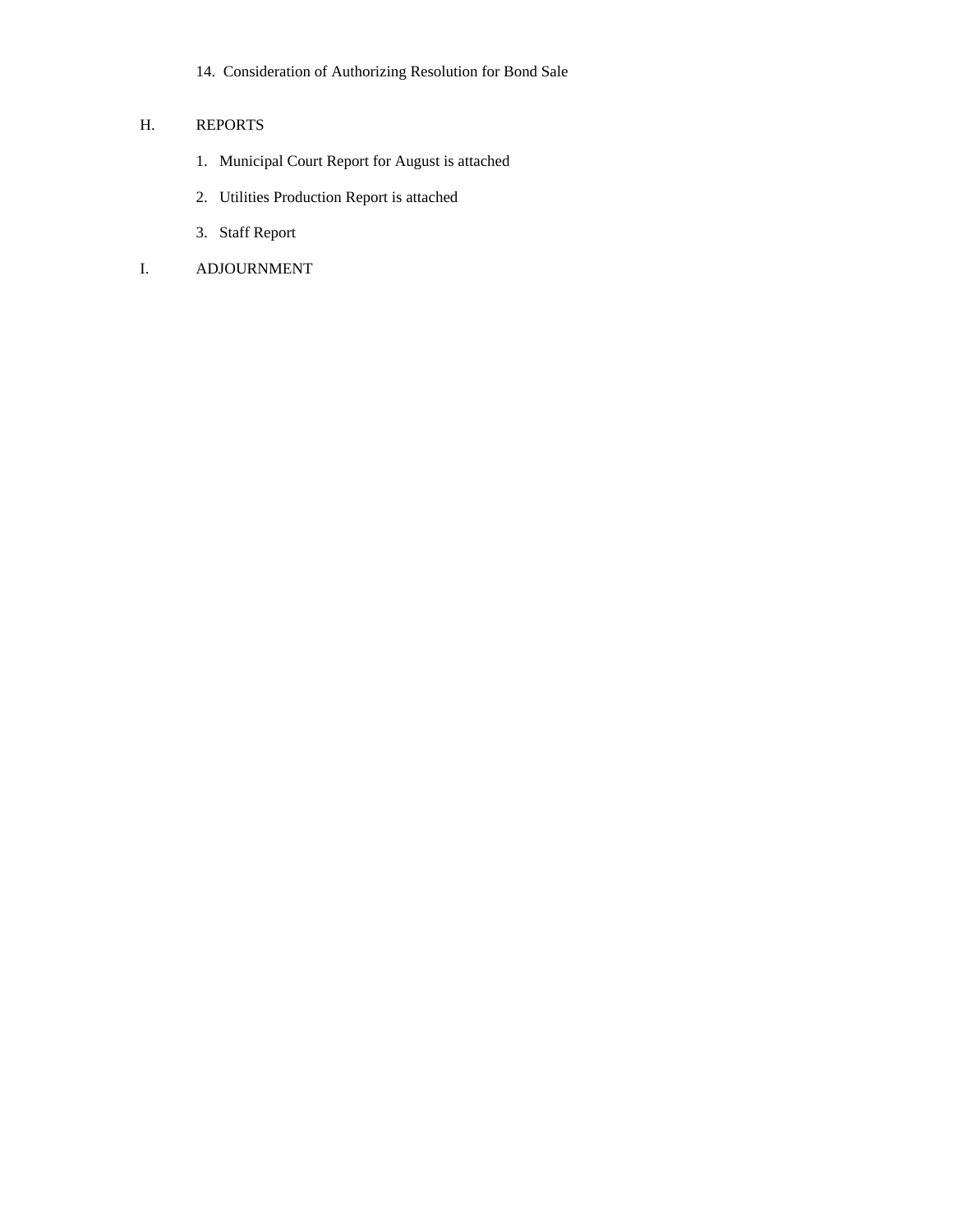14. Consideration of Authorizing Resolution for Bond Sale

H. REPORTS

1. Municipal Court Report for August is attached
2. Utilities Production Report is attached
3. Staff Report

I. ADJOURNMENT